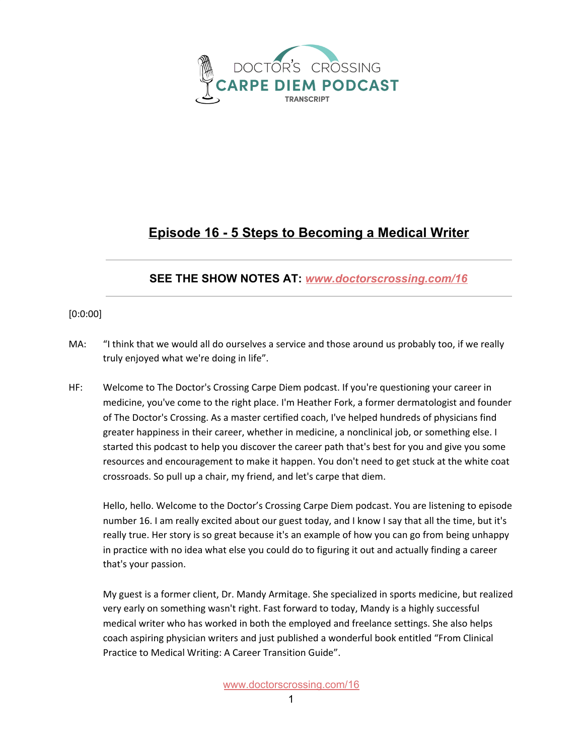DOCTOR'S CROSSING
CARPE DIEM PODCAST
TRANSCRIPT

# Episode 16 - 5 Steps to Becoming a Medical Writer

**SEE THE SHOW NOTES AT: *www.doctorscrossing.com/16***

[0:0:00]

MA: "I think that we would all do ourselves a service and those around us probably too, if we really truly enjoyed what we're doing in life".

HF: Welcome to The Doctor's Crossing Carpe Diem podcast. If you're questioning your career in medicine, you've come to the right place. I'm Heather Fork, a former dermatologist and founder of The Doctor's Crossing. As a master certified coach, I've helped hundreds of physicians find greater happiness in their career, whether in medicine, a nonclinical job, or something else. I started this podcast to help you discover the career path that's best for you and give you some resources and encouragement to make it happen. You don't need to get stuck at the white coat crossroads. So pull up a chair, my friend, and let's carpe that diem.

Hello, hello. Welcome to the Doctor's Crossing Carpe Diem podcast. You are listening to episode number 16. I am really excited about our guest today, and I know I say that all the time, but it's really true. Her story is so great because it's an example of how you can go from being unhappy in practice with no idea what else you could do to figuring it out and actually finding a career that's your passion.

My guest is a former client, Dr. Mandy Armitage. She specialized in sports medicine, but realized very early on something wasn't right. Fast forward to today, Mandy is a highly successful medical writer who has worked in both the employed and freelance settings. She also helps coach aspiring physician writers and just published a wonderful book entitled "From Clinical Practice to Medical Writing: A Career Transition Guide".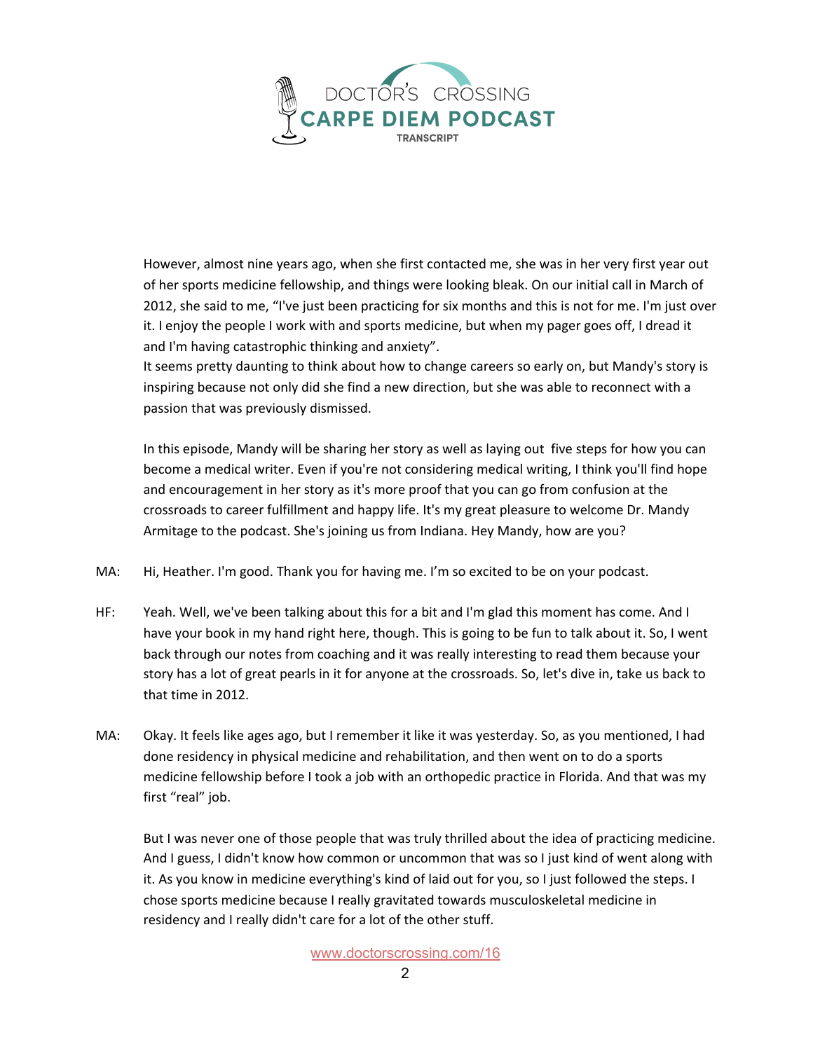However, almost nine years ago, when she first contacted me, she was in her very first year out of her sports medicine fellowship, and things were looking bleak. On our initial call in March of 2012, she said to me, "I've just been practicing for six months and this is not for me. I'm just over it. I enjoy the people I work with and sports medicine, but when my pager goes off, I dread it and I'm having catastrophic thinking and anxiety".

It seems pretty daunting to think about how to change careers so early on, but Mandy's story is inspiring because not only did she find a new direction, but she was able to reconnect with a passion that was previously dismissed.

In this episode, Mandy will be sharing her story as well as laying out five steps for how you can become a medical writer. Even if you're not considering medical writing, I think you'll find hope and encouragement in her story as it's more proof that you can go from confusion at the crossroads to career fulfillment and happy life. It's my great pleasure to welcome Dr. Mandy Armitage to the podcast. She's joining us from Indiana. Hey Mandy, how are you?

MA: Hi, Heather. I'm good. Thank you for having me. I'm so excited to be on your podcast.

HF: Yeah. Well, we've been talking about this for a bit and I'm glad this moment has come. And I have your book in my hand right here, though. This is going to be fun to talk about it. So, I went back through our notes from coaching and it was really interesting to read them because your story has a lot of great pearls in it for anyone at the crossroads. So, let's dive in, take us back to that time in 2012.

MA: Okay. It feels like ages ago, but I remember it like it was yesterday. So, as you mentioned, I had done residency in physical medicine and rehabilitation, and then went on to do a sports medicine fellowship before I took a job with an orthopedic practice in Florida. And that was my first "real" job.

But I was never one of those people that was truly thrilled about the idea of practicing medicine. And I guess, I didn't know how common or uncommon that was so I just kind of went along with it. As you know in medicine everything's kind of laid out for you, so I just followed the steps. I chose sports medicine because I really gravitated towards musculoskeletal medicine in residency and I really didn't care for a lot of the other stuff.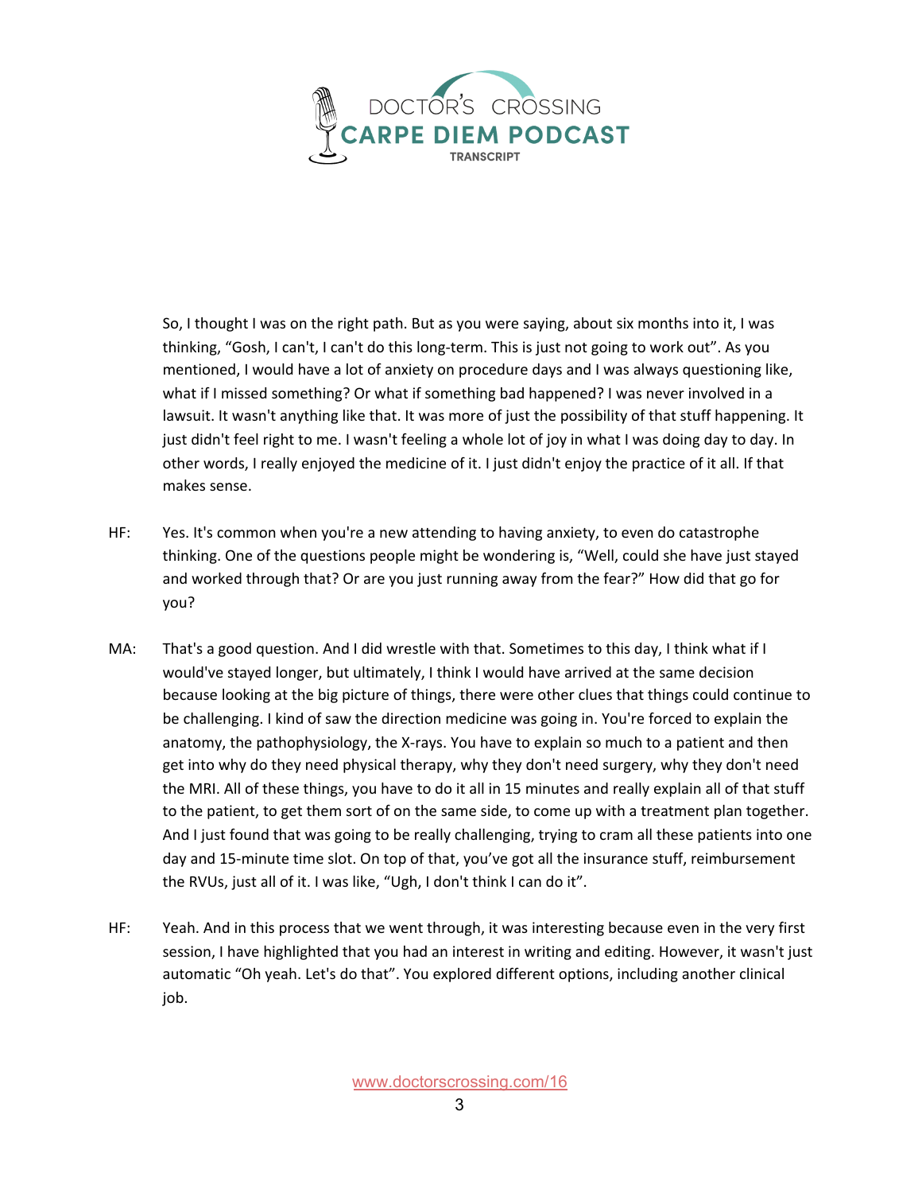So, I thought I was on the right path. But as you were saying, about six months into it, I was thinking, "Gosh, I can't, I can't do this long-term. This is just not going to work out". As you mentioned, I would have a lot of anxiety on procedure days and I was always questioning like, what if I missed something? Or what if something bad happened? I was never involved in a lawsuit. It wasn't anything like that. It was more of just the possibility of that stuff happening. It just didn't feel right to me. I wasn't feeling a whole lot of joy in what I was doing day to day. In other words, I really enjoyed the medicine of it. I just didn't enjoy the practice of it all. If that makes sense.

HF: Yes. It's common when you're a new attending to having anxiety, to even do catastrophe thinking. One of the questions people might be wondering is, "Well, could she have just stayed and worked through that? Or are you just running away from the fear?" How did that go for you?

MA: That's a good question. And I did wrestle with that. Sometimes to this day, I think what if I would've stayed longer, but ultimately, I think I would have arrived at the same decision because looking at the big picture of things, there were other clues that things could continue to be challenging. I kind of saw the direction medicine was going in. You're forced to explain the anatomy, the pathophysiology, the X-rays. You have to explain so much to a patient and then get into why do they need physical therapy, why they don't need surgery, why they don't need the MRI. All of these things, you have to do it all in 15 minutes and really explain all of that stuff to the patient, to get them sort of on the same side, to come up with a treatment plan together. And I just found that was going to be really challenging, trying to cram all these patients into one day and 15-minute time slot. On top of that, you've got all the insurance stuff, reimbursement the RVUs, just all of it. I was like, "Ugh, I don't think I can do it".

HF: Yeah. And in this process that we went through, it was interesting because even in the very first session, I have highlighted that you had an interest in writing and editing. However, it wasn't just automatic "Oh yeah. Let's do that". You explored different options, including another clinical job.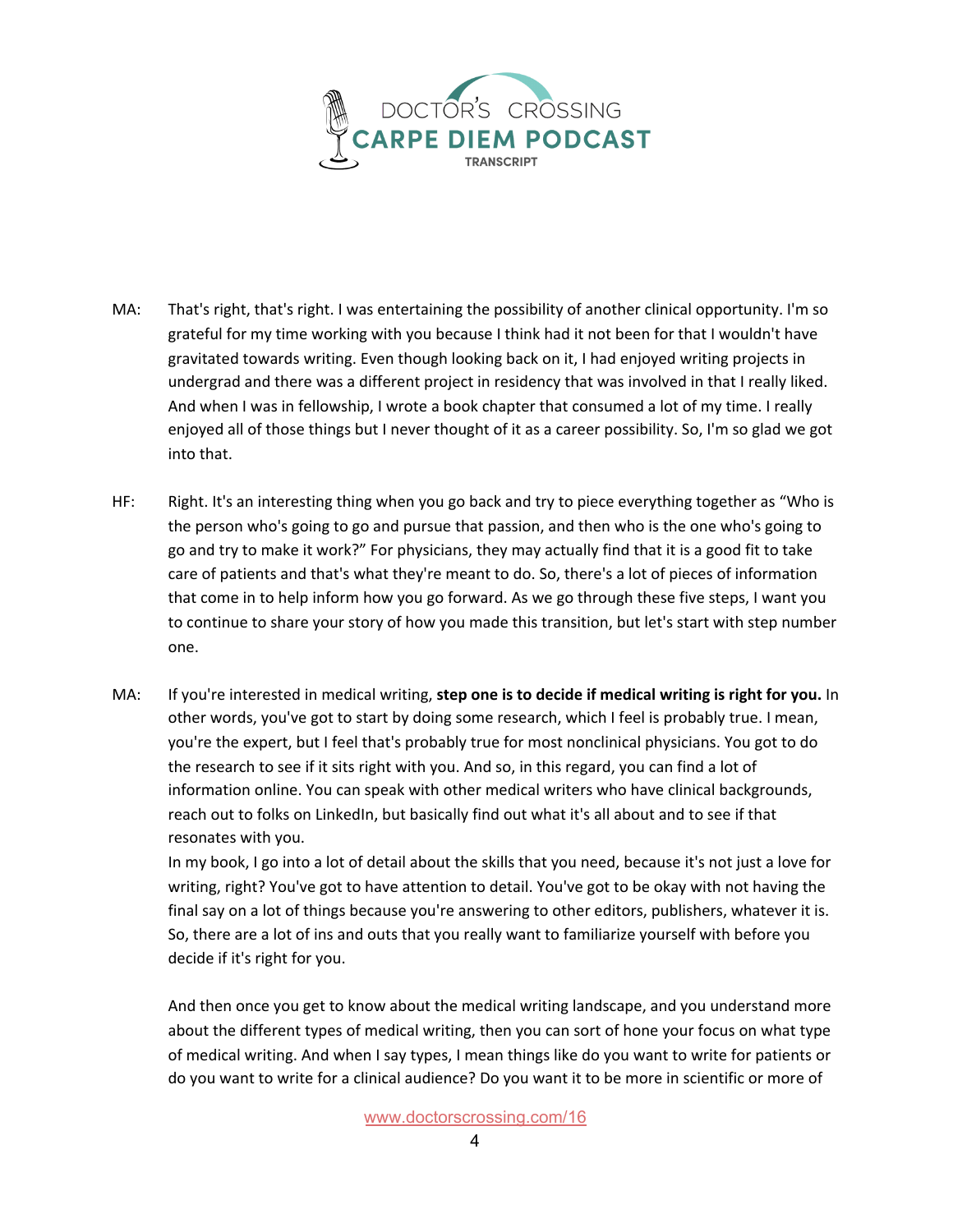MA: That's right, that's right. I was entertaining the possibility of another clinical opportunity. I'm so grateful for my time working with you because I think had it not been for that I wouldn't have gravitated towards writing. Even though looking back on it, I had enjoyed writing projects in undergrad and there was a different project in residency that was involved in that I really liked. And when I was in fellowship, I wrote a book chapter that consumed a lot of my time. I really enjoyed all of those things but I never thought of it as a career possibility. So, I'm so glad we got into that.

HF: Right. It's an interesting thing when you go back and try to piece everything together as "Who is the person who's going to go and pursue that passion, and then who is the one who's going to go and try to make it work?" For physicians, they may actually find that it is a good fit to take care of patients and that's what they're meant to do. So, there's a lot of pieces of information that come in to help inform how you go forward. As we go through these five steps, I want you to continue to share your story of how you made this transition, but let's start with step number one.

MA: If you're interested in medical writing, **step one is to decide if medical writing is right for you.** In other words, you've got to start by doing some research, which I feel is probably true. I mean, you're the expert, but I feel that's probably true for most nonclinical physicians. You got to do the research to see if it sits right with you. And so, in this regard, you can find a lot of information online. You can speak with other medical writers who have clinical backgrounds, reach out to folks on LinkedIn, but basically find out what it's all about and to see if that resonates with you.

In my book, I go into a lot of detail about the skills that you need, because it's not just a love for writing, right? You've got to have attention to detail. You've got to be okay with not having the final say on a lot of things because you're answering to other editors, publishers, whatever it is. So, there are a lot of ins and outs that you really want to familiarize yourself with before you decide if it's right for you.

And then once you get to know about the medical writing landscape, and you understand more about the different types of medical writing, then you can sort of hone your focus on what type of medical writing. And when I say types, I mean things like do you want to write for patients or do you want to write for a clinical audience? Do you want it to be more in scientific or more of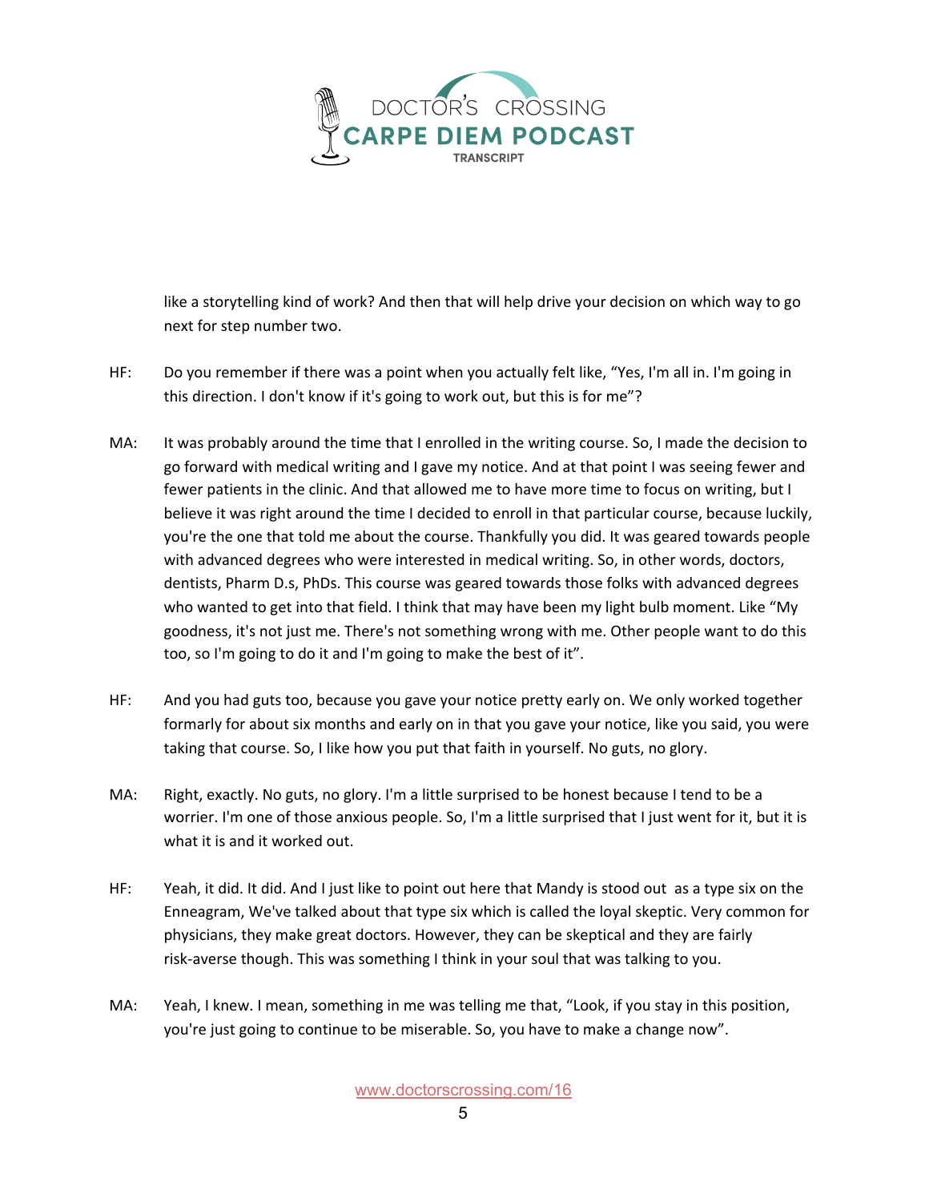like a storytelling kind of work? And then that will help drive your decision on which way to go next for step number two.

HF: Do you remember if there was a point when you actually felt like, "Yes, I'm all in. I'm going in this direction. I don't know if it's going to work out, but this is for me"?

MA: It was probably around the time that I enrolled in the writing course. So, I made the decision to go forward with medical writing and I gave my notice. And at that point I was seeing fewer and fewer patients in the clinic. And that allowed me to have more time to focus on writing, but I believe it was right around the time I decided to enroll in that particular course, because luckily, you're the one that told me about the course. Thankfully you did. It was geared towards people with advanced degrees who were interested in medical writing. So, in other words, doctors, dentists, Pharm D.s, PhDs. This course was geared towards those folks with advanced degrees who wanted to get into that field. I think that may have been my light bulb moment. Like "My goodness, it's not just me. There's not something wrong with me. Other people want to do this too, so I'm going to do it and I'm going to make the best of it".

HF: And you had guts too, because you gave your notice pretty early on. We only worked together formarly for about six months and early on in that you gave your notice, like you said, you were taking that course. So, I like how you put that faith in yourself. No guts, no glory.

MA: Right, exactly. No guts, no glory. I'm a little surprised to be honest because I tend to be a worrier. I'm one of those anxious people. So, I'm a little surprised that I just went for it, but it is what it is and it worked out.

HF: Yeah, it did. It did. And I just like to point out here that Mandy is stood out as a type six on the Enneagram, We've talked about that type six which is called the loyal skeptic. Very common for physicians, they make great doctors. However, they can be skeptical and they are fairly risk-averse though. This was something I think in your soul that was talking to you.

MA: Yeah, I knew. I mean, something in me was telling me that, "Look, if you stay in this position, you're just going to continue to be miserable. So, you have to make a change now".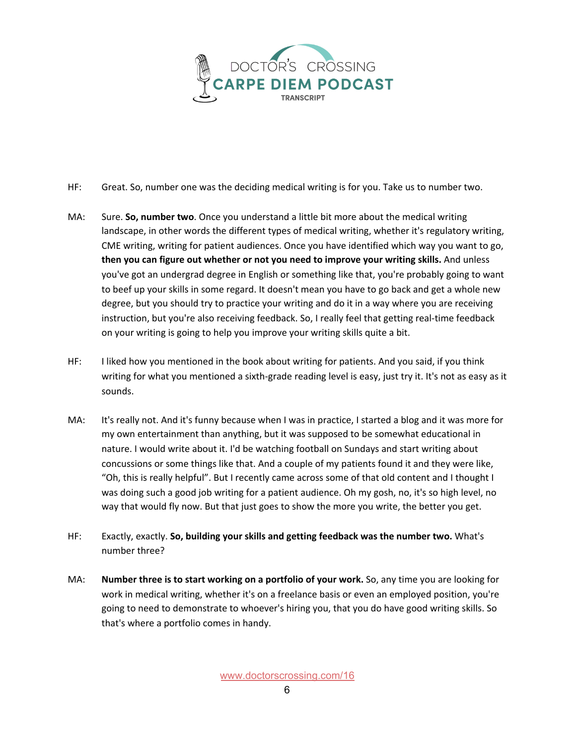HF: Great. So, number one was the deciding medical writing is for you. Take us to number two.

MA: Sure. **So, number two**. Once you understand a little bit more about the medical writing landscape, in other words the different types of medical writing, whether it's regulatory writing, CME writing, writing for patient audiences. Once you have identified which way you want to go, **then you can figure out whether or not you need to improve your writing skills.** And unless you've got an undergrad degree in English or something like that, you're probably going to want to beef up your skills in some regard. It doesn't mean you have to go back and get a whole new degree, but you should try to practice your writing and do it in a way where you are receiving instruction, but you're also receiving feedback. So, I really feel that getting real-time feedback on your writing is going to help you improve your writing skills quite a bit.

HF: I liked how you mentioned in the book about writing for patients. And you said, if you think writing for what you mentioned a sixth-grade reading level is easy, just try it. It's not as easy as it sounds.

MA: It's really not. And it's funny because when I was in practice, I started a blog and it was more for my own entertainment than anything, but it was supposed to be somewhat educational in nature. I would write about it. I'd be watching football on Sundays and start writing about concussions or some things like that. And a couple of my patients found it and they were like, "Oh, this is really helpful". But I recently came across some of that old content and I thought I was doing such a good job writing for a patient audience. Oh my gosh, no, it's so high level, no way that would fly now. But that just goes to show the more you write, the better you get.

HF: Exactly, exactly. **So, building your skills and getting feedback was the number two.** What's number three?

MA: **Number three is to start working on a portfolio of your work.** So, any time you are looking for work in medical writing, whether it's on a freelance basis or even an employed position, you're going to need to demonstrate to whoever's hiring you, that you do have good writing skills. So that's where a portfolio comes in handy.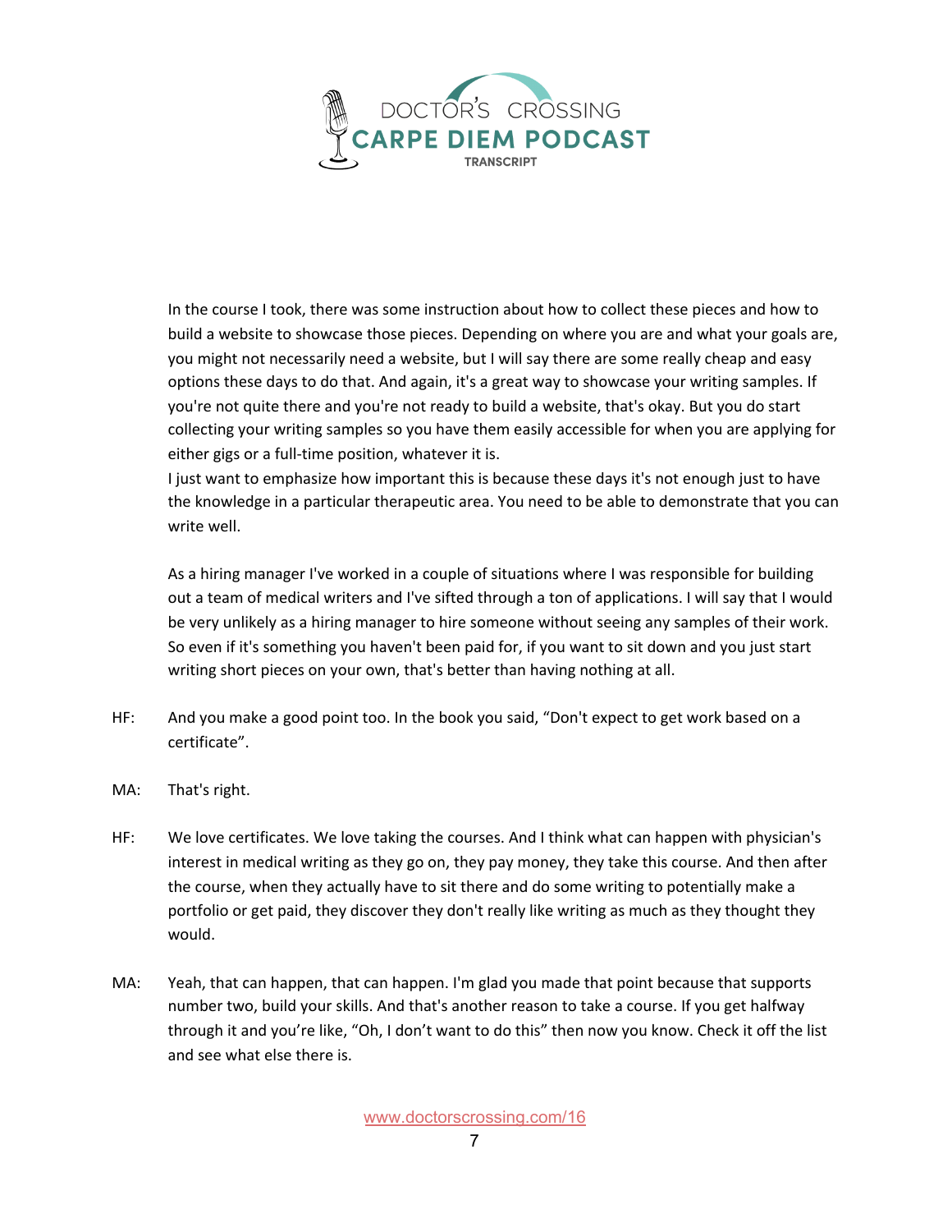In the course I took, there was some instruction about how to collect these pieces and how to build a website to showcase those pieces. Depending on where you are and what your goals are, you might not necessarily need a website, but I will say there are some really cheap and easy options these days to do that. And again, it's a great way to showcase your writing samples. If you're not quite there and you're not ready to build a website, that's okay. But you do start collecting your writing samples so you have them easily accessible for when you are applying for either gigs or a full-time position, whatever it is.
I just want to emphasize how important this is because these days it's not enough just to have the knowledge in a particular therapeutic area. You need to be able to demonstrate that you can write well.

As a hiring manager I've worked in a couple of situations where I was responsible for building out a team of medical writers and I've sifted through a ton of applications. I will say that I would be very unlikely as a hiring manager to hire someone without seeing any samples of their work. So even if it's something you haven't been paid for, if you want to sit down and you just start writing short pieces on your own, that's better than having nothing at all.

HF: And you make a good point too. In the book you said, “Don't expect to get work based on a certificate”.

MA: That's right.

HF: We love certificates. We love taking the courses. And I think what can happen with physician's interest in medical writing as they go on, they pay money, they take this course. And then after the course, when they actually have to sit there and do some writing to potentially make a portfolio or get paid, they discover they don't really like writing as much as they thought they would.

MA: Yeah, that can happen, that can happen. I'm glad you made that point because that supports number two, build your skills. And that's another reason to take a course. If you get halfway through it and you're like, “Oh, I don't want to do this” then now you know. Check it off the list and see what else there is.

www.doctorscrossing.com/16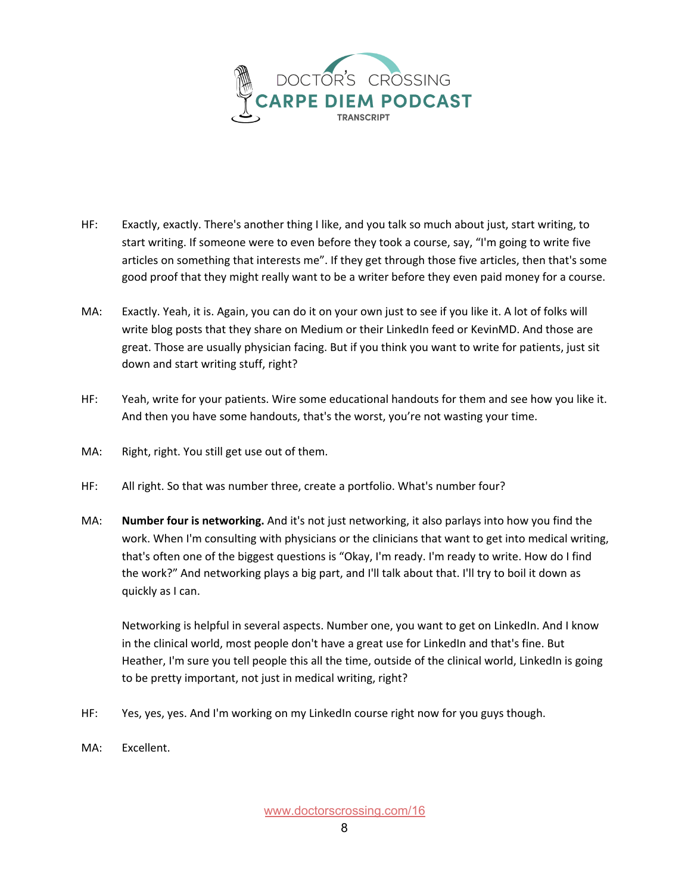HF: Exactly, exactly. There's another thing I like, and you talk so much about just, start writing, to start writing. If someone were to even before they took a course, say, "I'm going to write five articles on something that interests me". If they get through those five articles, then that's some good proof that they might really want to be a writer before they even paid money for a course.

MA: Exactly. Yeah, it is. Again, you can do it on your own just to see if you like it. A lot of folks will write blog posts that they share on Medium or their LinkedIn feed or KevinMD. And those are great. Those are usually physician facing. But if you think you want to write for patients, just sit down and start writing stuff, right?

HF: Yeah, write for your patients. Wire some educational handouts for them and see how you like it. And then you have some handouts, that's the worst, you're not wasting your time.

MA: Right, right. You still get use out of them.

HF: All right. So that was number three, create a portfolio. What's number four?

MA: **Number four is networking.** And it's not just networking, it also parlays into how you find the work. When I'm consulting with physicians or the clinicians that want to get into medical writing, that's often one of the biggest questions is "Okay, I'm ready. I'm ready to write. How do I find the work?" And networking plays a big part, and I'll talk about that. I'll try to boil it down as quickly as I can.

Networking is helpful in several aspects. Number one, you want to get on LinkedIn. And I know in the clinical world, most people don't have a great use for LinkedIn and that's fine. But Heather, I'm sure you tell people this all the time, outside of the clinical world, LinkedIn is going to be pretty important, not just in medical writing, right?

HF: Yes, yes, yes. And I'm working on my LinkedIn course right now for you guys though.

MA: Excellent.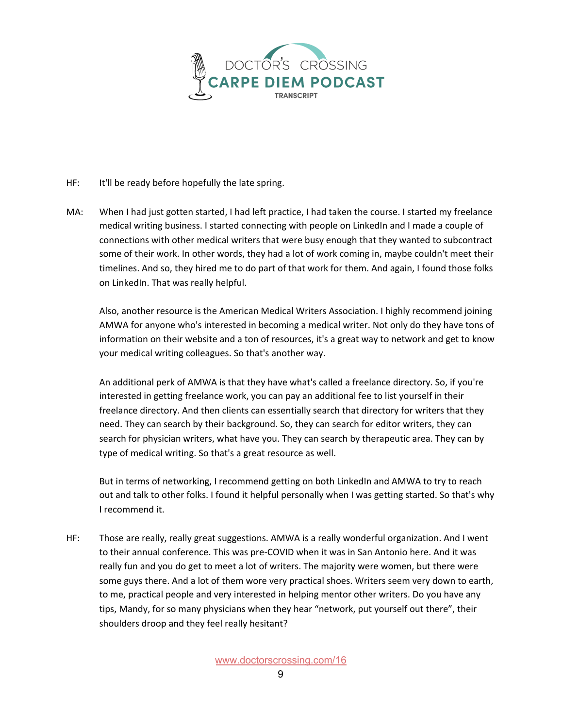HF: It'll be ready before hopefully the late spring.

MA: When I had just gotten started, I had left practice, I had taken the course. I started my freelance medical writing business. I started connecting with people on LinkedIn and I made a couple of connections with other medical writers that were busy enough that they wanted to subcontract some of their work. In other words, they had a lot of work coming in, maybe couldn't meet their timelines. And so, they hired me to do part of that work for them. And again, I found those folks on LinkedIn. That was really helpful.

Also, another resource is the American Medical Writers Association. I highly recommend joining AMWA for anyone who's interested in becoming a medical writer. Not only do they have tons of information on their website and a ton of resources, it's a great way to network and get to know your medical writing colleagues. So that's another way.

An additional perk of AMWA is that they have what's called a freelance directory. So, if you're interested in getting freelance work, you can pay an additional fee to list yourself in their freelance directory. And then clients can essentially search that directory for writers that they need. They can search by their background. So, they can search for editor writers, they can search for physician writers, what have you. They can search by therapeutic area. They can by type of medical writing. So that's a great resource as well.

But in terms of networking, I recommend getting on both LinkedIn and AMWA to try to reach out and talk to other folks. I found it helpful personally when I was getting started. So that's why I recommend it.

HF: Those are really, really great suggestions. AMWA is a really wonderful organization. And I went to their annual conference. This was pre-COVID when it was in San Antonio here. And it was really fun and you do get to meet a lot of writers. The majority were women, but there were some guys there. And a lot of them wore very practical shoes. Writers seem very down to earth, to me, practical people and very interested in helping mentor other writers. Do you have any tips, Mandy, for so many physicians when they hear "network, put yourself out there", their shoulders droop and they feel really hesitant?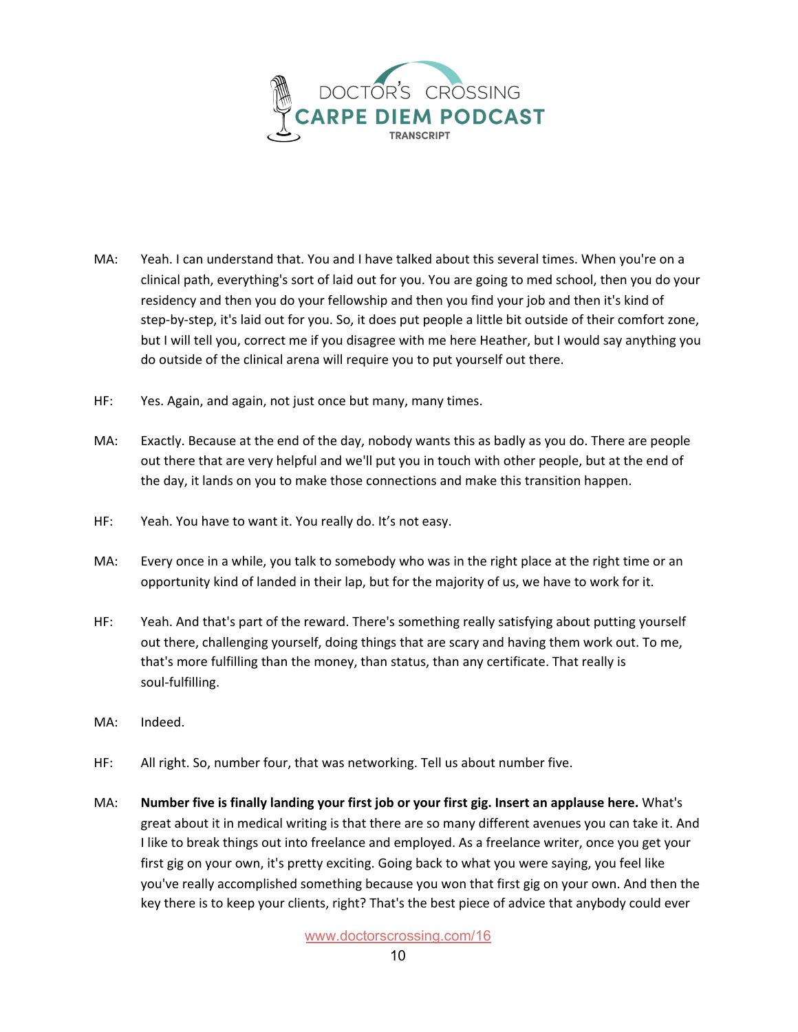MA: Yeah. I can understand that. You and I have talked about this several times. When you're on a clinical path, everything's sort of laid out for you. You are going to med school, then you do your residency and then you do your fellowship and then you find your job and then it's kind of step-by-step, it's laid out for you. So, it does put people a little bit outside of their comfort zone, but I will tell you, correct me if you disagree with me here Heather, but I would say anything you do outside of the clinical arena will require you to put yourself out there.

HF: Yes. Again, and again, not just once but many, many times.

MA: Exactly. Because at the end of the day, nobody wants this as badly as you do. There are people out there that are very helpful and we'll put you in touch with other people, but at the end of the day, it lands on you to make those connections and make this transition happen.

HF: Yeah. You have to want it. You really do. It's not easy.

MA: Every once in a while, you talk to somebody who was in the right place at the right time or an opportunity kind of landed in their lap, but for the majority of us, we have to work for it.

HF: Yeah. And that's part of the reward. There's something really satisfying about putting yourself out there, challenging yourself, doing things that are scary and having them work out. To me, that's more fulfilling than the money, than status, than any certificate. That really is soul-fulfilling.

MA: Indeed.

HF: All right. So, number four, that was networking. Tell us about number five.

MA: **Number five is finally landing your first job or your first gig. Insert an applause here.** What's great about it in medical writing is that there are so many different avenues you can take it. And I like to break things out into freelance and employed. As a freelance writer, once you get your first gig on your own, it's pretty exciting. Going back to what you were saying, you feel like you've really accomplished something because you won that first gig on your own. And then the key there is to keep your clients, right? That's the best piece of advice that anybody could ever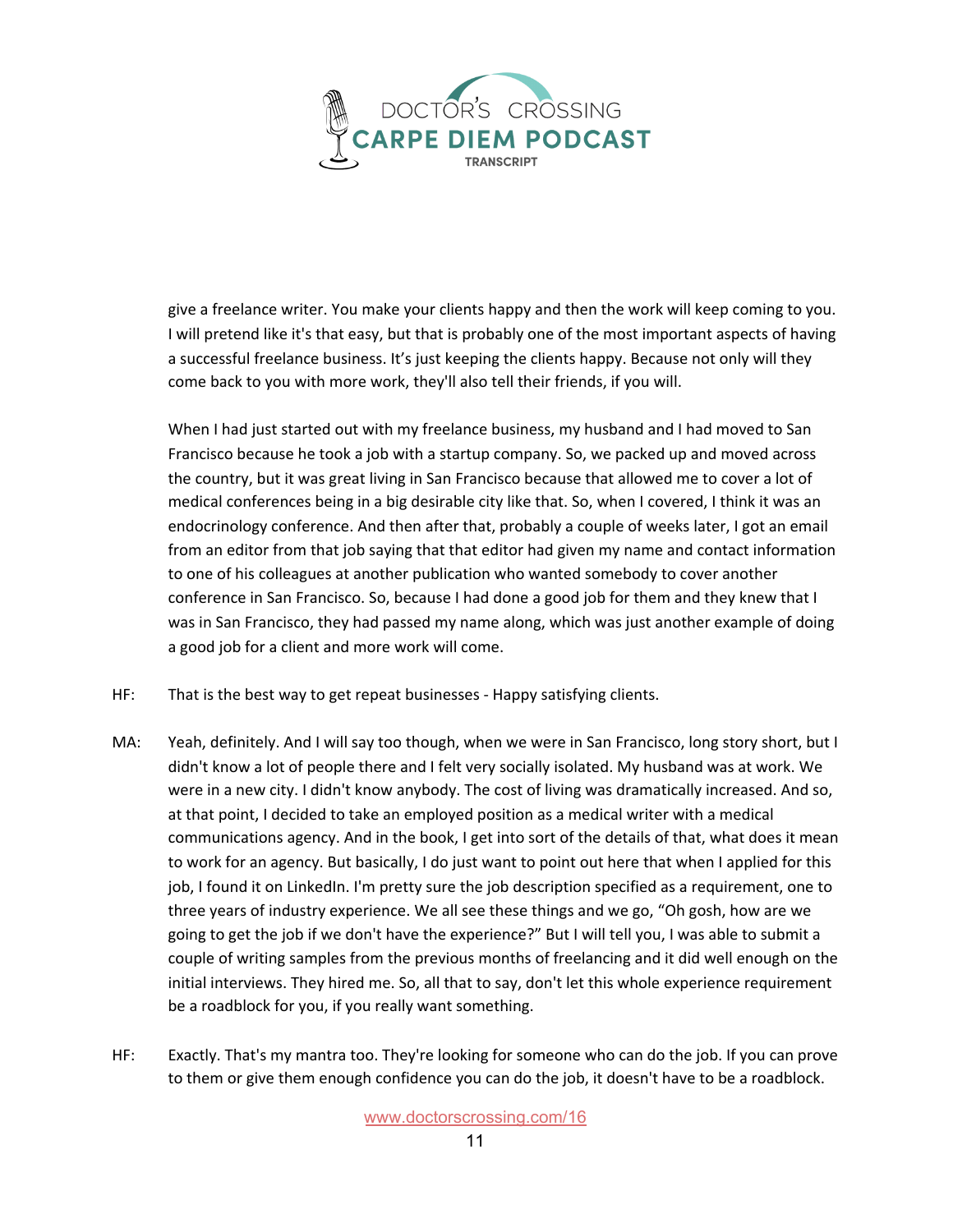give a freelance writer. You make your clients happy and then the work will keep coming to you. I will pretend like it's that easy, but that is probably one of the most important aspects of having a successful freelance business. It's just keeping the clients happy. Because not only will they come back to you with more work, they'll also tell their friends, if you will.

When I had just started out with my freelance business, my husband and I had moved to San Francisco because he took a job with a startup company. So, we packed up and moved across the country, but it was great living in San Francisco because that allowed me to cover a lot of medical conferences being in a big desirable city like that. So, when I covered, I think it was an endocrinology conference. And then after that, probably a couple of weeks later, I got an email from an editor from that job saying that that editor had given my name and contact information to one of his colleagues at another publication who wanted somebody to cover another conference in San Francisco. So, because I had done a good job for them and they knew that I was in San Francisco, they had passed my name along, which was just another example of doing a good job for a client and more work will come.

HF: That is the best way to get repeat businesses - Happy satisfying clients.

MA: Yeah, definitely. And I will say too though, when we were in San Francisco, long story short, but I didn't know a lot of people there and I felt very socially isolated. My husband was at work. We were in a new city. I didn't know anybody. The cost of living was dramatically increased. And so, at that point, I decided to take an employed position as a medical writer with a medical communications agency. And in the book, I get into sort of the details of that, what does it mean to work for an agency. But basically, I do just want to point out here that when I applied for this job, I found it on LinkedIn. I'm pretty sure the job description specified as a requirement, one to three years of industry experience. We all see these things and we go, "Oh gosh, how are we going to get the job if we don't have the experience?" But I will tell you, I was able to submit a couple of writing samples from the previous months of freelancing and it did well enough on the initial interviews. They hired me. So, all that to say, don't let this whole experience requirement be a roadblock for you, if you really want something.

HF: Exactly. That's my mantra too. They're looking for someone who can do the job. If you can prove to them or give them enough confidence you can do the job, it doesn't have to be a roadblock.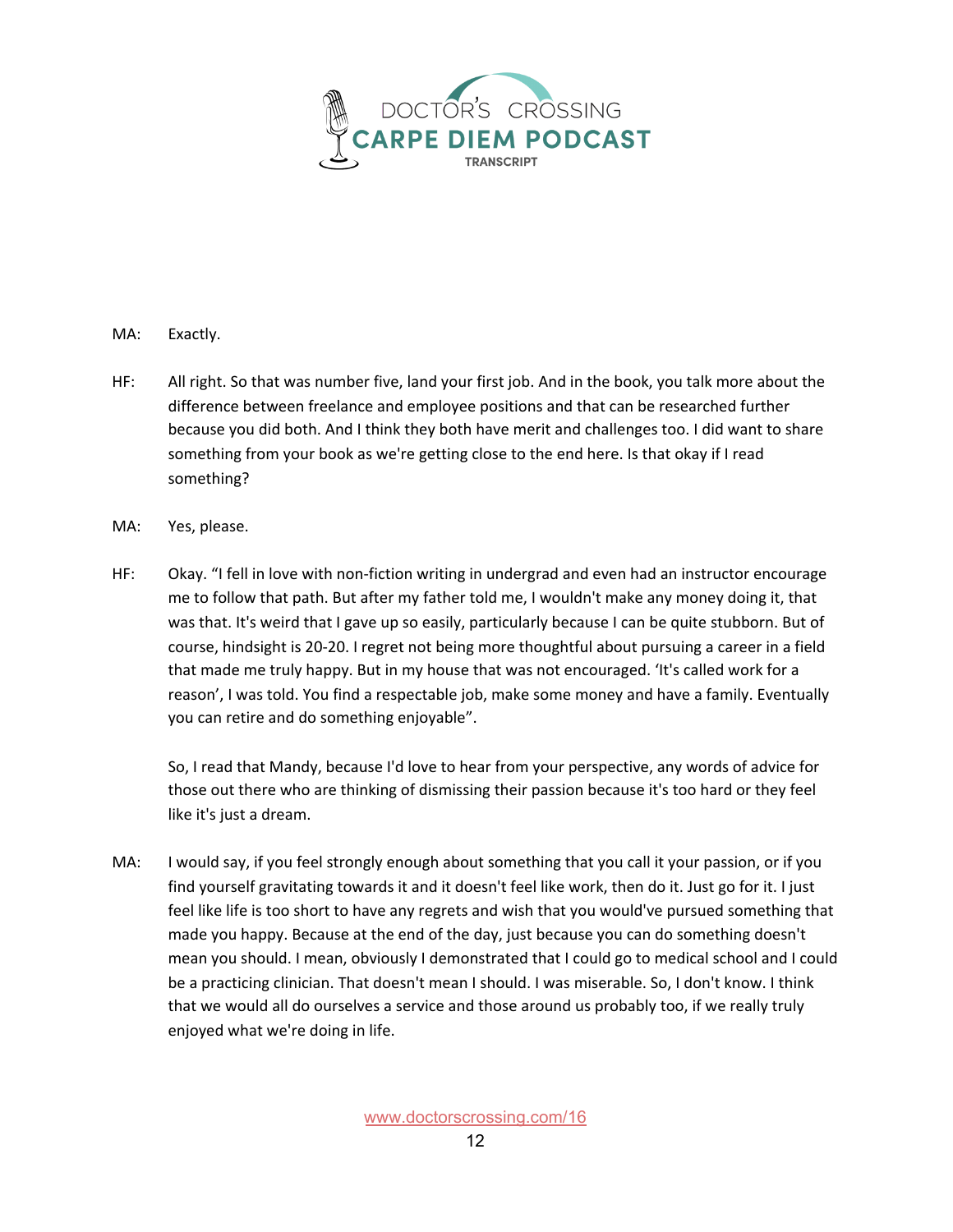MA: Exactly.

HF: All right. So that was number five, land your first job. And in the book, you talk more about the difference between freelance and employee positions and that can be researched further because you did both. And I think they both have merit and challenges too. I did want to share something from your book as we're getting close to the end here. Is that okay if I read something?

MA: Yes, please.

HF: Okay. "I fell in love with non-fiction writing in undergrad and even had an instructor encourage me to follow that path. But after my father told me, I wouldn't make any money doing it, that was that. It's weird that I gave up so easily, particularly because I can be quite stubborn. But of course, hindsight is 20-20. I regret not being more thoughtful about pursuing a career in a field that made me truly happy. But in my house that was not encouraged. 'It's called work for a reason', I was told. You find a respectable job, make some money and have a family. Eventually you can retire and do something enjoyable".

So, I read that Mandy, because I'd love to hear from your perspective, any words of advice for those out there who are thinking of dismissing their passion because it's too hard or they feel like it's just a dream.

MA: I would say, if you feel strongly enough about something that you call it your passion, or if you find yourself gravitating towards it and it doesn't feel like work, then do it. Just go for it. I just feel like life is too short to have any regrets and wish that you would've pursued something that made you happy. Because at the end of the day, just because you can do something doesn't mean you should. I mean, obviously I demonstrated that I could go to medical school and I could be a practicing clinician. That doesn't mean I should. I was miserable. So, I don't know. I think that we would all do ourselves a service and those around us probably too, if we really truly enjoyed what we're doing in life.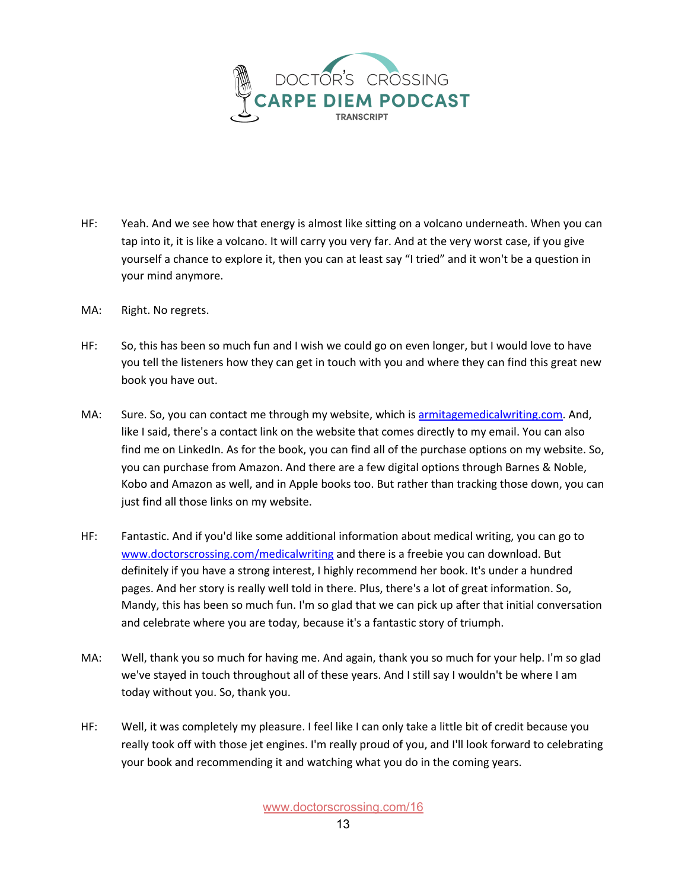HF: Yeah. And we see how that energy is almost like sitting on a volcano underneath. When you can tap into it, it is like a volcano. It will carry you very far. And at the very worst case, if you give yourself a chance to explore it, then you can at least say "I tried" and it won't be a question in your mind anymore.

MA: Right. No regrets.

HF: So, this has been so much fun and I wish we could go on even longer, but I would love to have you tell the listeners how they can get in touch with you and where they can find this great new book you have out.

MA: Sure. So, you can contact me through my website, which is [armitagemedicalwriting.com](armitagemedicalwriting.com). And, like I said, there's a contact link on the website that comes directly to my email. You can also find me on LinkedIn. As for the book, you can find all of the purchase options on my website. So, you can purchase from Amazon. And there are a few digital options through Barnes & Noble, Kobo and Amazon as well, and in Apple books too. But rather than tracking those down, you can just find all those links on my website.

HF: Fantastic. And if you'd like some additional information about medical writing, you can go to [www.doctorscrossing.com/medicalwriting](www.doctorscrossing.com/medicalwriting) and there is a freebie you can download. But definitely if you have a strong interest, I highly recommend her book. It's under a hundred pages. And her story is really well told in there. Plus, there's a lot of great information. So, Mandy, this has been so much fun. I'm so glad that we can pick up after that initial conversation and celebrate where you are today, because it's a fantastic story of triumph.

MA: Well, thank you so much for having me. And again, thank you so much for your help. I'm so glad we've stayed in touch throughout all of these years. And I still say I wouldn't be where I am today without you. So, thank you.

HF: Well, it was completely my pleasure. I feel like I can only take a little bit of credit because you really took off with those jet engines. I'm really proud of you, and I'll look forward to celebrating your book and recommending it and watching what you do in the coming years.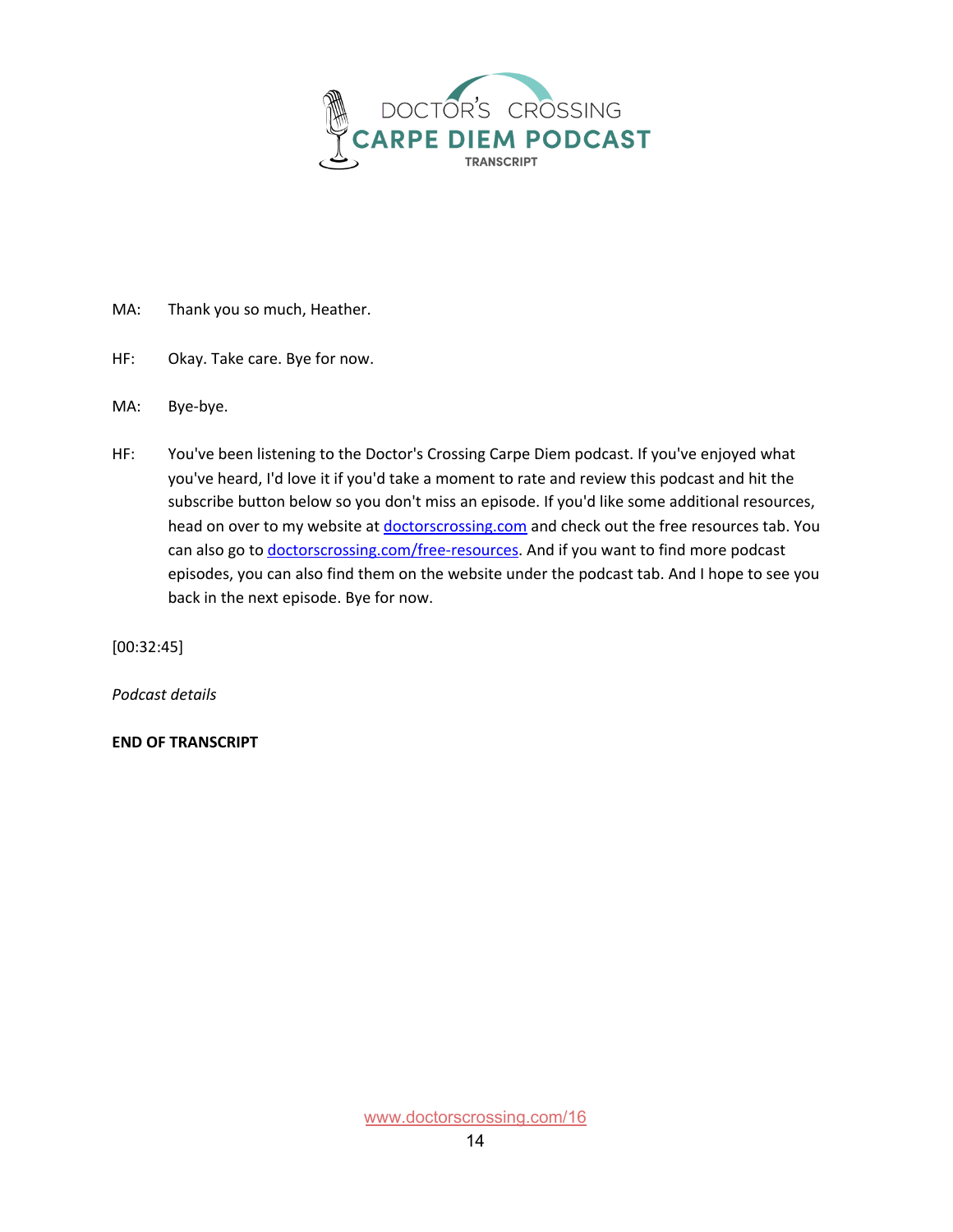MA: Thank you so much, Heather.

HF: Okay. Take care. Bye for now.

MA: Bye-bye.

HF: You've been listening to the Doctor's Crossing Carpe Diem podcast. If you've enjoyed what you've heard, I'd love it if you'd take a moment to rate and review this podcast and hit the subscribe button below so you don't miss an episode. If you'd like some additional resources, head on over to my website at [doctorscrossing.com](doctorscrossing.com) and check out the free resources tab. You can also go to [doctorscrossing.com/free-resources](doctorscrossing.com/free-resources). And if you want to find more podcast episodes, you can also find them on the website under the podcast tab. And I hope to see you back in the next episode. Bye for now.

[00:32:45]

*Podcast details*

**END OF TRANSCRIPT**